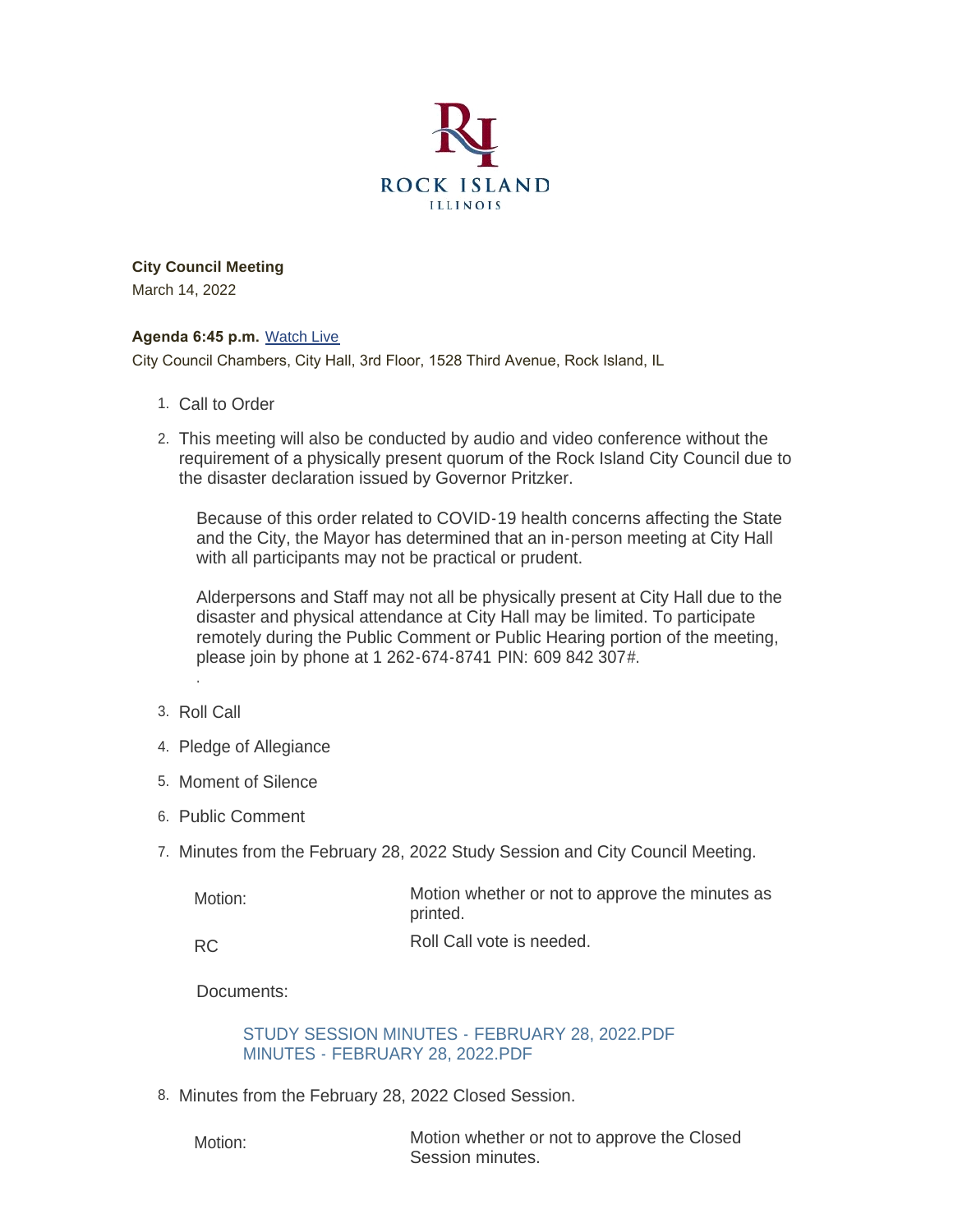**City Council Meeting**

March 14, 2022

**Agenda 6:45 p.m.** Watch Live

City Council Chambers, City Hall, 3rd Floor, 1528 Third Avenue, Rock Island, IL

1. Call to Order
2. This meeting will also be conducted by audio and video conference without the requirement of a physically present quorum of the Rock Island City Council due to the disaster declaration issued by Governor Pritzker.

   Because of this order related to COVID-19 health concerns affecting the State and the City, the Mayor has determined that an in-person meeting at City Hall with all participants may not be practical or prudent.

   Alderpersons and Staff may not all be physically present at City Hall due to the disaster and physical attendance at City Hall may be limited. To participate remotely during the Public Comment or Public Hearing portion of the meeting, please join by phone at 1 262-674-8741 PIN: 609 842 307#.

3. Roll Call
4. Pledge of Allegiance
5. Moment of Silence
6. Public Comment
7. Minutes from the February 28, 2022 Study Session and City Council Meeting.

   | | |
   |---|---|
   | Motion: | Motion whether or not to approve the minutes as printed. |
   | RC | Roll Call vote is needed. |

   Documents:

   STUDY SESSION MINUTES - FEBRUARY 28, 2022.PDF
   MINUTES - FEBRUARY 28, 2022.PDF

8. Minutes from the February 28, 2022 Closed Session.

   | | |
   |---|---|
   | Motion: | Motion whether or not to approve the Closed Session minutes. |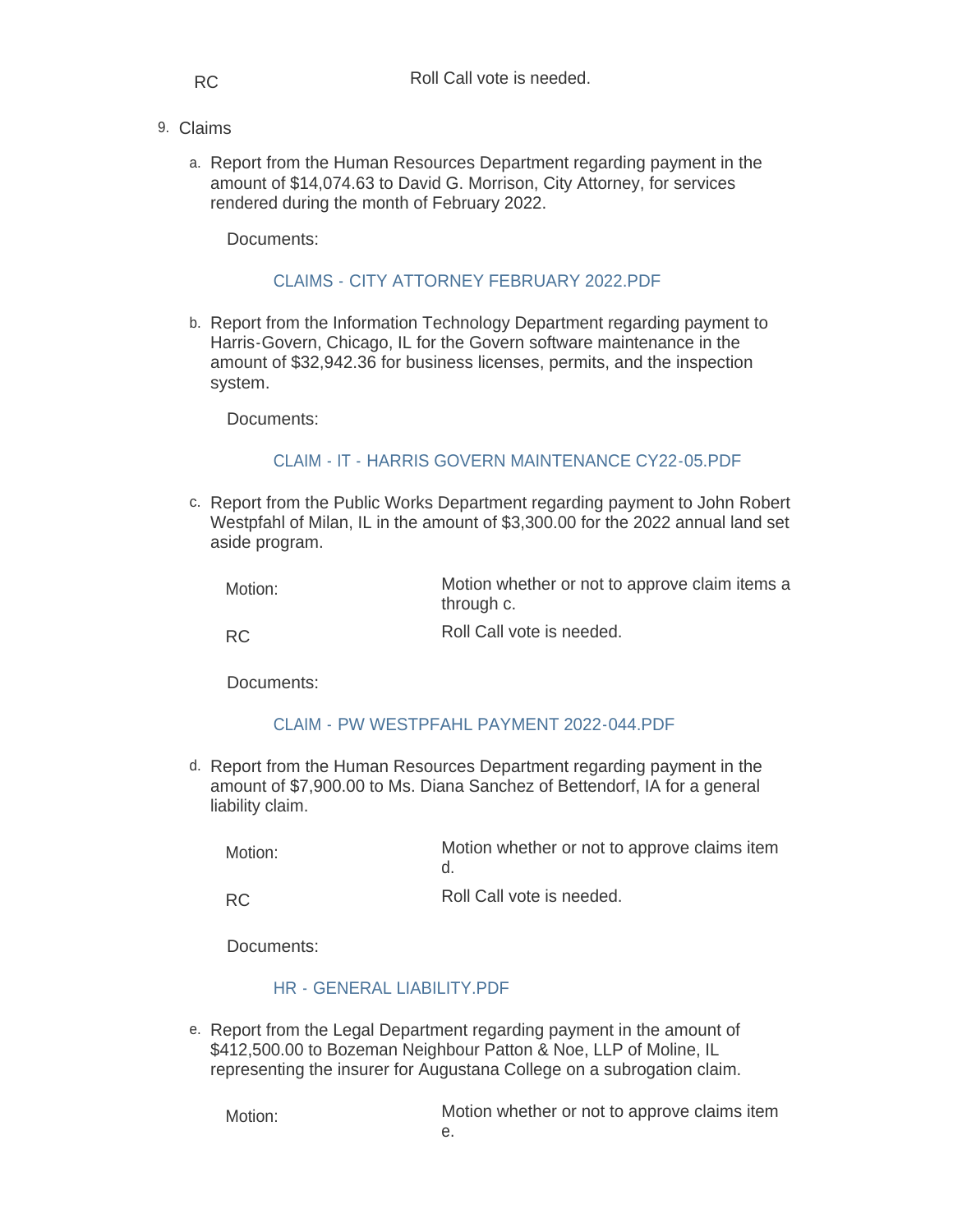RC Roll Call vote is needed.

9. Claims

   a. Report from the Human Resources Department regarding payment in the amount of $14,074.63 to David G. Morrison, City Attorney, for services rendered during the month of February 2022.

      Documents:

      CLAIMS - CITY ATTORNEY FEBRUARY 2022.PDF

   b. Report from the Information Technology Department regarding payment to Harris-Govern, Chicago, IL for the Govern software maintenance in the amount of $32,942.36 for business licenses, permits, and the inspection system.

      Documents:

      CLAIM - IT - HARRIS GOVERN MAINTENANCE CY22-05.PDF

   c. Report from the Public Works Department regarding payment to John Robert Westpfahl of Milan, IL in the amount of $3,300.00 for the 2022 annual land set aside program.

      Motion: Motion whether or not to approve claim items a through c.

      RC Roll Call vote is needed.

      Documents:

      CLAIM - PW WESTPFAHL PAYMENT 2022-044.PDF

   d. Report from the Human Resources Department regarding payment in the amount of $7,900.00 to Ms. Diana Sanchez of Bettendorf, IA for a general liability claim.

      Motion: Motion whether or not to approve claims item d.

      RC Roll Call vote is needed.

      Documents:

      HR - GENERAL LIABILITY.PDF

   e. Report from the Legal Department regarding payment in the amount of $412,500.00 to Bozeman Neighbour Patton & Noe, LLP of Moline, IL representing the insurer for Augustana College on a subrogation claim.

      Motion: Motion whether or not to approve claims item e.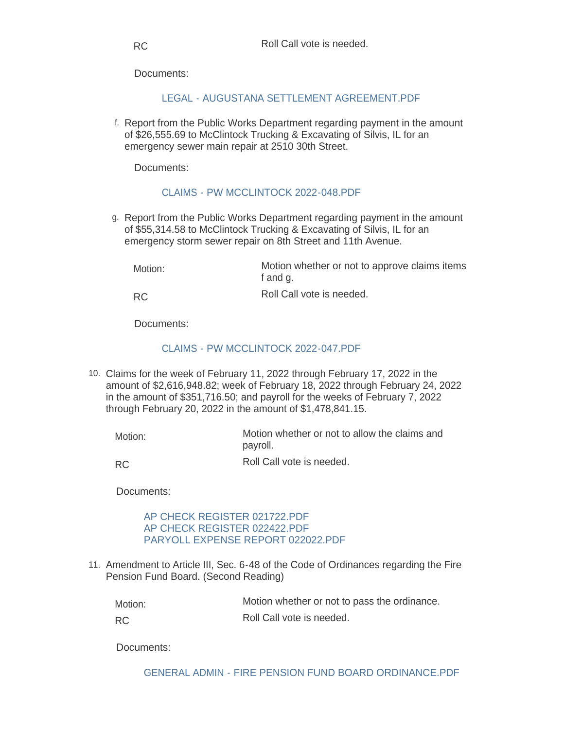| | |
|---|---|
| RC | Roll Call vote is needed. |

Documents:

LEGAL - AUGUSTANA SETTLEMENT AGREEMENT.PDF

f. Report from the Public Works Department regarding payment in the amount of $26,555.69 to McClintock Trucking & Excavating of Silvis, IL for an emergency sewer main repair at 2510 30th Street.

Documents:

CLAIMS - PW MCCLINTOCK 2022-048.PDF

g. Report from the Public Works Department regarding payment in the amount of $55,314.58 to McClintock Trucking & Excavating of Silvis, IL for an emergency storm sewer repair on 8th Street and 11th Avenue.

| | |
|---|---|
| Motion: | Motion whether or not to approve claims items f and g. |
| RC | Roll Call vote is needed. |

Documents:

CLAIMS - PW MCCLINTOCK 2022-047.PDF

10. Claims for the week of February 11, 2022 through February 17, 2022 in the amount of $2,616,948.82; week of February 18, 2022 through February 24, 2022 in the amount of $351,716.50; and payroll for the weeks of February 7, 2022 through February 20, 2022 in the amount of $1,478,841.15.

| | |
|---|---|
| Motion: | Motion whether or not to allow the claims and payroll. |
| RC | Roll Call vote is needed. |

Documents:

AP CHECK REGISTER 021722.PDF
AP CHECK REGISTER 022422.PDF
PARYOLL EXPENSE REPORT 022022.PDF

11. Amendment to Article III, Sec. 6-48 of the Code of Ordinances regarding the Fire Pension Fund Board. (Second Reading)

| | |
|---|---|
| Motion: | Motion whether or not to pass the ordinance. |
| RC | Roll Call vote is needed. |

Documents:

GENERAL ADMIN - FIRE PENSION FUND BOARD ORDINANCE.PDF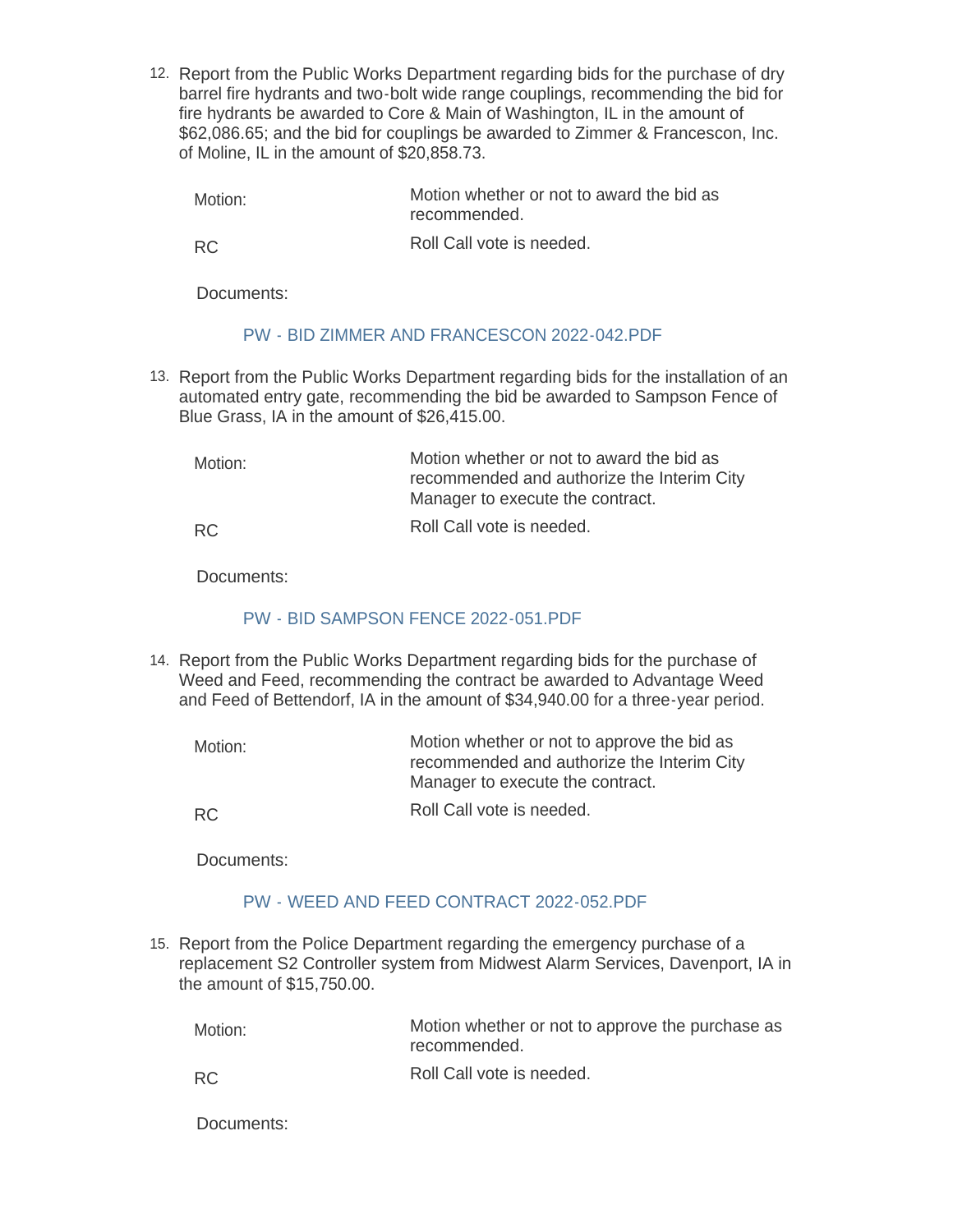12. Report from the Public Works Department regarding bids for the purchase of dry barrel fire hydrants and two-bolt wide range couplings, recommending the bid for fire hydrants be awarded to Core & Main of Washington, IL in the amount of $62,086.65; and the bid for couplings be awarded to Zimmer & Francescon, Inc. of Moline, IL in the amount of $20,858.73.

    | | |
    |---|---|
    | Motion: | Motion whether or not to award the bid as recommended. |
    | RC | Roll Call vote is needed. |

    Documents:

    PW - BID ZIMMER AND FRANCESCON 2022-042.PDF

13. Report from the Public Works Department regarding bids for the installation of an automated entry gate, recommending the bid be awarded to Sampson Fence of Blue Grass, IA in the amount of $26,415.00.

    | | |
    |---|---|
    | Motion: | Motion whether or not to award the bid as recommended and authorize the Interim City Manager to execute the contract. |
    | RC | Roll Call vote is needed. |

    Documents:

    PW - BID SAMPSON FENCE 2022-051.PDF

14. Report from the Public Works Department regarding bids for the purchase of Weed and Feed, recommending the contract be awarded to Advantage Weed and Feed of Bettendorf, IA in the amount of $34,940.00 for a three-year period.

    | | |
    |---|---|
    | Motion: | Motion whether or not to approve the bid as recommended and authorize the Interim City Manager to execute the contract. |
    | RC | Roll Call vote is needed. |

    Documents:

    PW - WEED AND FEED CONTRACT 2022-052.PDF

15. Report from the Police Department regarding the emergency purchase of a replacement S2 Controller system from Midwest Alarm Services, Davenport, IA in the amount of $15,750.00.

    | | |
    |---|---|
    | Motion: | Motion whether or not to approve the purchase as recommended. |
    | RC | Roll Call vote is needed. |

    Documents: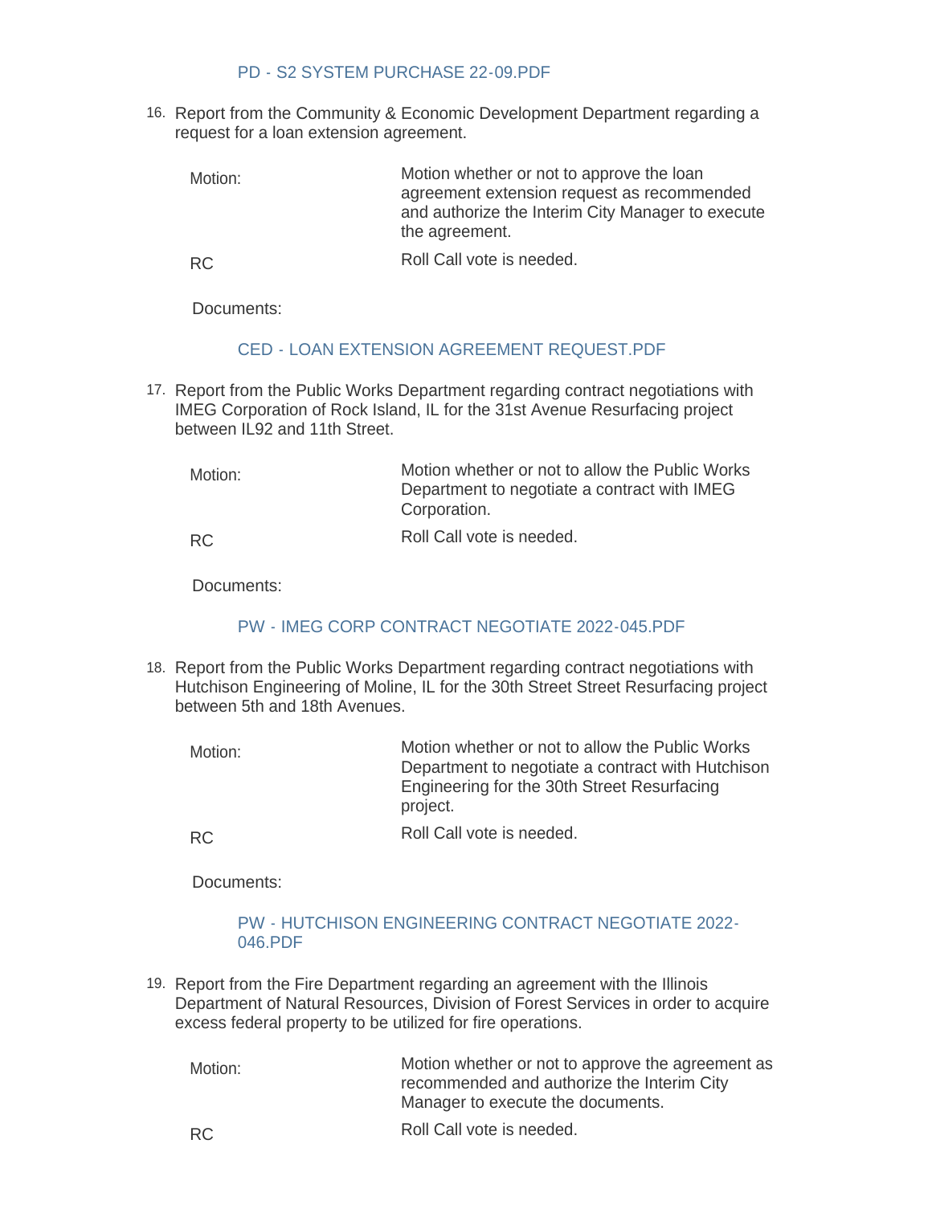PD - S2 SYSTEM PURCHASE 22-09.PDF

16. Report from the Community & Economic Development Department regarding a request for a loan extension agreement.

| | |
|---|---|
| Motion: | Motion whether or not to approve the loan agreement extension request as recommended and authorize the Interim City Manager to execute the agreement. |
| RC | Roll Call vote is needed. |

Documents:

CED - LOAN EXTENSION AGREEMENT REQUEST.PDF

17. Report from the Public Works Department regarding contract negotiations with IMEG Corporation of Rock Island, IL for the 31st Avenue Resurfacing project between IL92 and 11th Street.

| | |
|---|---|
| Motion: | Motion whether or not to allow the Public Works Department to negotiate a contract with IMEG Corporation. |
| RC | Roll Call vote is needed. |

Documents:

PW - IMEG CORP CONTRACT NEGOTIATE 2022-045.PDF

18. Report from the Public Works Department regarding contract negotiations with Hutchison Engineering of Moline, IL for the 30th Street Street Resurfacing project between 5th and 18th Avenues.

| | |
|---|---|
| Motion: | Motion whether or not to allow the Public Works Department to negotiate a contract with Hutchison Engineering for the 30th Street Resurfacing project. |
| RC | Roll Call vote is needed. |

Documents:

PW - HUTCHISON ENGINEERING CONTRACT NEGOTIATE 2022-046.PDF

19. Report from the Fire Department regarding an agreement with the Illinois Department of Natural Resources, Division of Forest Services in order to acquire excess federal property to be utilized for fire operations.

| | |
|---|---|
| Motion: | Motion whether or not to approve the agreement as recommended and authorize the Interim City Manager to execute the documents. |
| RC | Roll Call vote is needed. |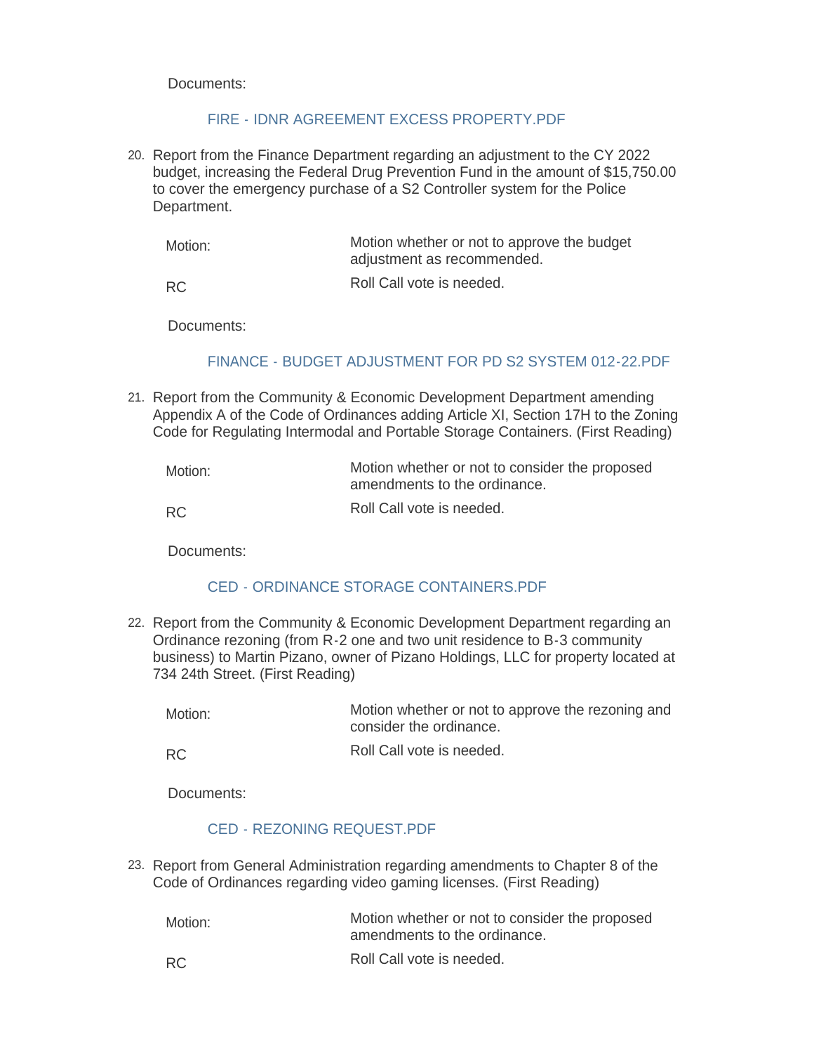Documents:

FIRE - IDNR AGREEMENT EXCESS PROPERTY.PDF

20. Report from the Finance Department regarding an adjustment to the CY 2022 budget, increasing the Federal Drug Prevention Fund in the amount of $15,750.00 to cover the emergency purchase of a S2 Controller system for the Police Department.

| | |
|---|---|
| Motion: | Motion whether or not to approve the budget adjustment as recommended. |
| RC | Roll Call vote is needed. |

Documents:

FINANCE - BUDGET ADJUSTMENT FOR PD S2 SYSTEM 012-22.PDF

21. Report from the Community & Economic Development Department amending Appendix A of the Code of Ordinances adding Article XI, Section 17H to the Zoning Code for Regulating Intermodal and Portable Storage Containers. (First Reading)

| | |
|---|---|
| Motion: | Motion whether or not to consider the proposed amendments to the ordinance. |
| RC | Roll Call vote is needed. |

Documents:

CED - ORDINANCE STORAGE CONTAINERS.PDF

22. Report from the Community & Economic Development Department regarding an Ordinance rezoning (from R-2 one and two unit residence to B-3 community business) to Martin Pizano, owner of Pizano Holdings, LLC for property located at 734 24th Street. (First Reading)

| | |
|---|---|
| Motion: | Motion whether or not to approve the rezoning and consider the ordinance. |
| RC | Roll Call vote is needed. |

Documents:

CED - REZONING REQUEST.PDF

23. Report from General Administration regarding amendments to Chapter 8 of the Code of Ordinances regarding video gaming licenses. (First Reading)

| | |
|---|---|
| Motion: | Motion whether or not to consider the proposed amendments to the ordinance. |
| RC | Roll Call vote is needed. |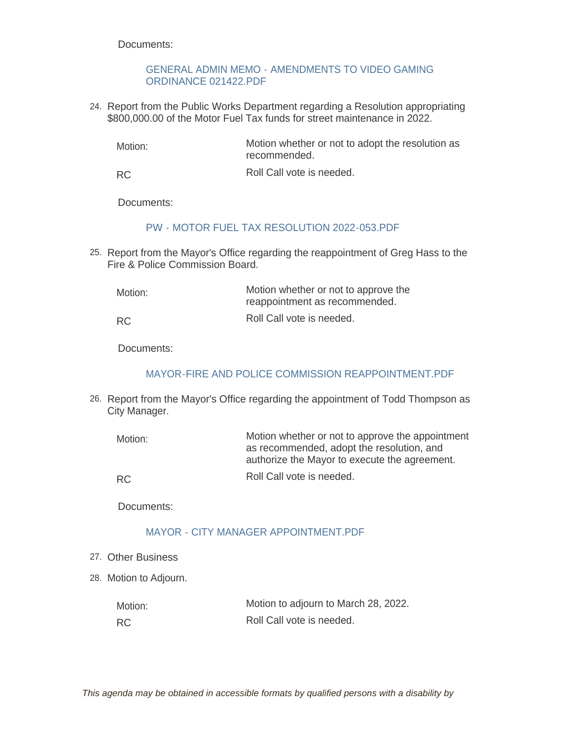Documents:

GENERAL ADMIN MEMO - AMENDMENTS TO VIDEO GAMING ORDINANCE 021422.PDF

24. Report from the Public Works Department regarding a Resolution appropriating $800,000.00 of the Motor Fuel Tax funds for street maintenance in 2022.

| | |
|---|---|
| Motion: | Motion whether or not to adopt the resolution as recommended. |
| RC | Roll Call vote is needed. |

Documents:

PW - MOTOR FUEL TAX RESOLUTION 2022-053.PDF

25. Report from the Mayor's Office regarding the reappointment of Greg Hass to the Fire & Police Commission Board.

| | |
|---|---|
| Motion: | Motion whether or not to approve the reappointment as recommended. |
| RC | Roll Call vote is needed. |

Documents:

MAYOR-FIRE AND POLICE COMMISSION REAPPOINTMENT.PDF

26. Report from the Mayor's Office regarding the appointment of Todd Thompson as City Manager.

| | |
|---|---|
| Motion: | Motion whether or not to approve the appointment as recommended, adopt the resolution, and authorize the Mayor to execute the agreement. |
| RC | Roll Call vote is needed. |

Documents:

MAYOR - CITY MANAGER APPOINTMENT.PDF

27. Other Business

28. Motion to Adjourn.

| | |
|---|---|
| Motion: | Motion to adjourn to March 28, 2022. |
| RC | Roll Call vote is needed. |

*This agenda may be obtained in accessible formats by qualified persons with a disability by*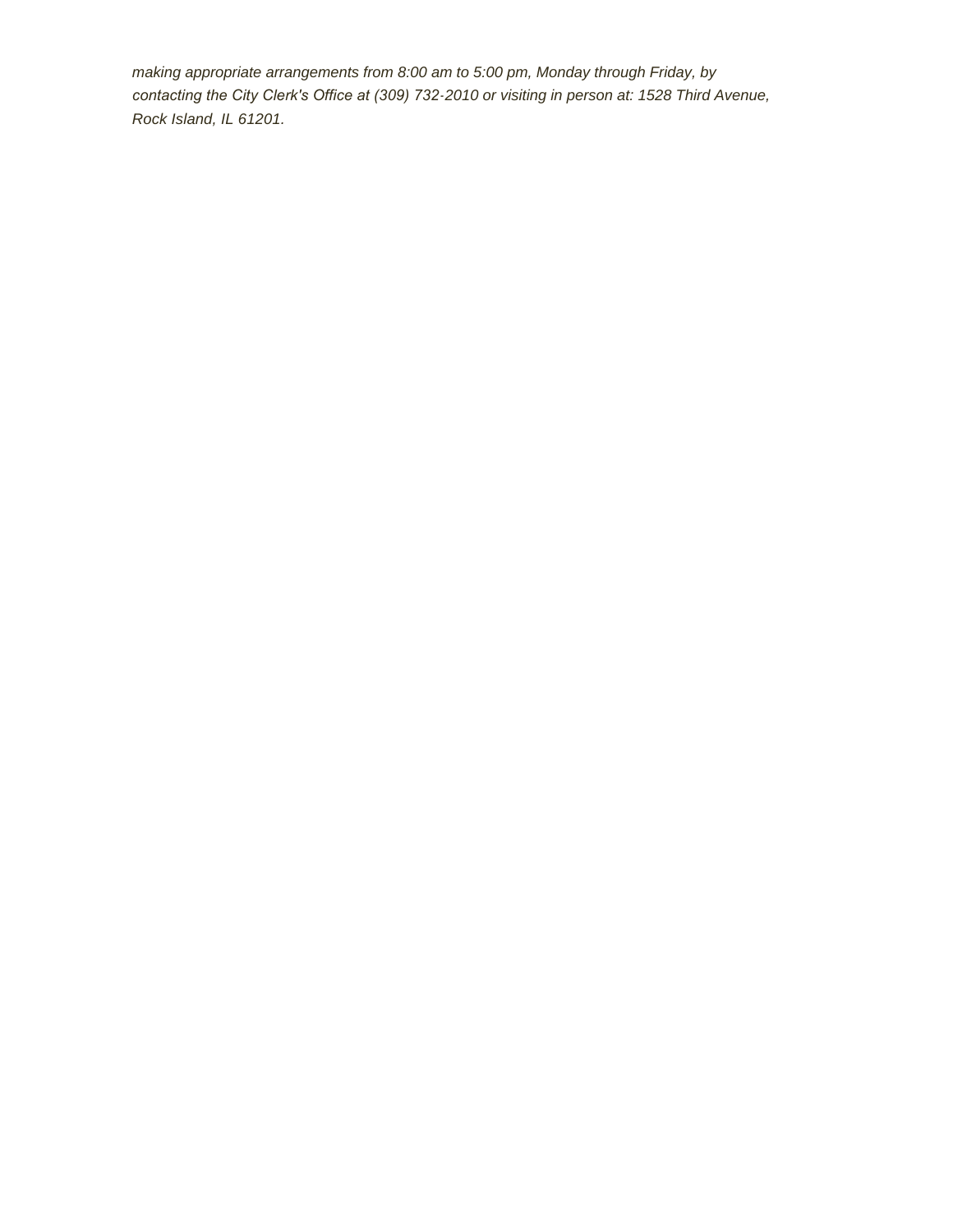*making appropriate arrangements from 8:00 am to 5:00 pm, Monday through Friday, by contacting the City Clerk's Office at (309) 732-2010 or visiting in person at: 1528 Third Avenue, Rock Island, IL 61201.*